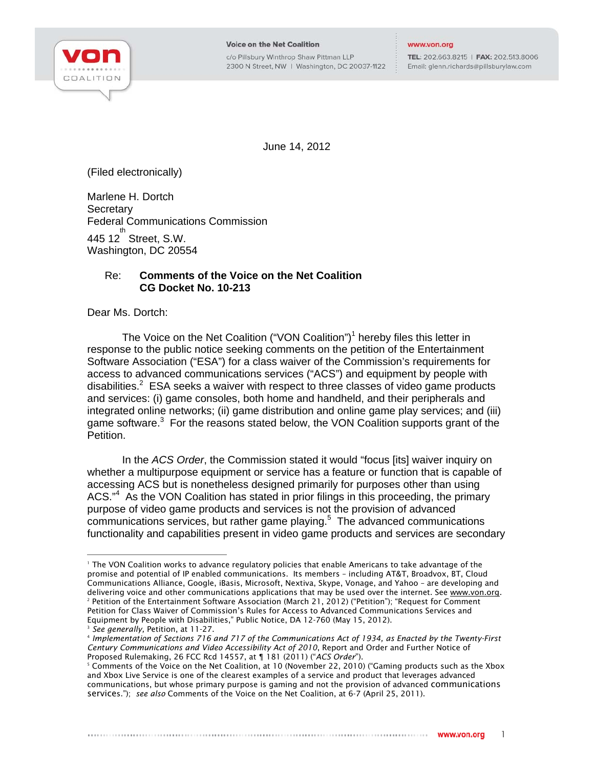Voice on the Net Coalition
c/o Pillsbury Winthrop Shaw Pittman LLP
2300 N Street, NW | Washington, DC 20037-1122

www.von.org
TEL: 202.663.8215 | FAX: 202.513.8006
Email: glenn.richards@pillsburylaw.com

June 14, 2012

(Filed electronically)

Marlene H. Dortch
Secretary
Federal Communications Commission
445 12th Street, S.W.
Washington, DC 20554

Re: **Comments of the Voice on the Net Coalition**
**CG Docket No. 10-213**

Dear Ms. Dortch:

The Voice on the Net Coalition ("VON Coalition")[1] hereby files this letter in response to the public notice seeking comments on the petition of the Entertainment Software Association ("ESA") for a class waiver of the Commission's requirements for access to advanced communications services ("ACS") and equipment by people with disabilities.[2] ESA seeks a waiver with respect to three classes of video game products and services: (i) game consoles, both home and handheld, and their peripherals and integrated online networks; (ii) game distribution and online game play services; and (iii) game software.[3] For the reasons stated below, the VON Coalition supports grant of the Petition.

In the *ACS Order*, the Commission stated it would "focus [its] waiver inquiry on whether a multipurpose equipment or service has a feature or function that is capable of accessing ACS but is nonetheless designed primarily for purposes other than using ACS."[4] As the VON Coalition has stated in prior filings in this proceeding, the primary purpose of video game products and services is not the provision of advanced communications services, but rather game playing.[5] The advanced communications functionality and capabilities present in video game products and services are secondary

---

[1] The VON Coalition works to advance regulatory policies that enable Americans to take advantage of the promise and potential of IP enabled communications. Its members – including AT&T, Broadvox, BT, Cloud Communications Alliance, Google, iBasis, Microsoft, Nextiva, Skype, Vonage, and Yahoo – are developing and delivering voice and other communications applications that may be used over the internet. See www.von.org.

[2] Petition of the Entertainment Software Association (March 21, 2012) ("Petition"); "Request for Comment Petition for Class Waiver of Commission's Rules for Access to Advanced Communications Services and Equipment by People with Disabilities," Public Notice, DA 12-760 (May 15, 2012).

[3] *See generally*, Petition, at 11-27.

[4] *Implementation of Sections 716 and 717 of the Communications Act of 1934, as Enacted by the Twenty-First Century Communications and Video Accessibility Act of 2010*, Report and Order and Further Notice of Proposed Rulemaking, 26 FCC Rcd 14557, at ¶ 181 (2011) ("*ACS Order*").

[5] Comments of the Voice on the Net Coalition, at 10 (November 22, 2010) ("Gaming products such as the Xbox and Xbox Live Service is one of the clearest examples of a service and product that leverages advanced communications, but whose primary purpose is gaming and not the provision of advanced communications services."); *see also* Comments of the Voice on the Net Coalition, at 6-7 (April 25, 2011).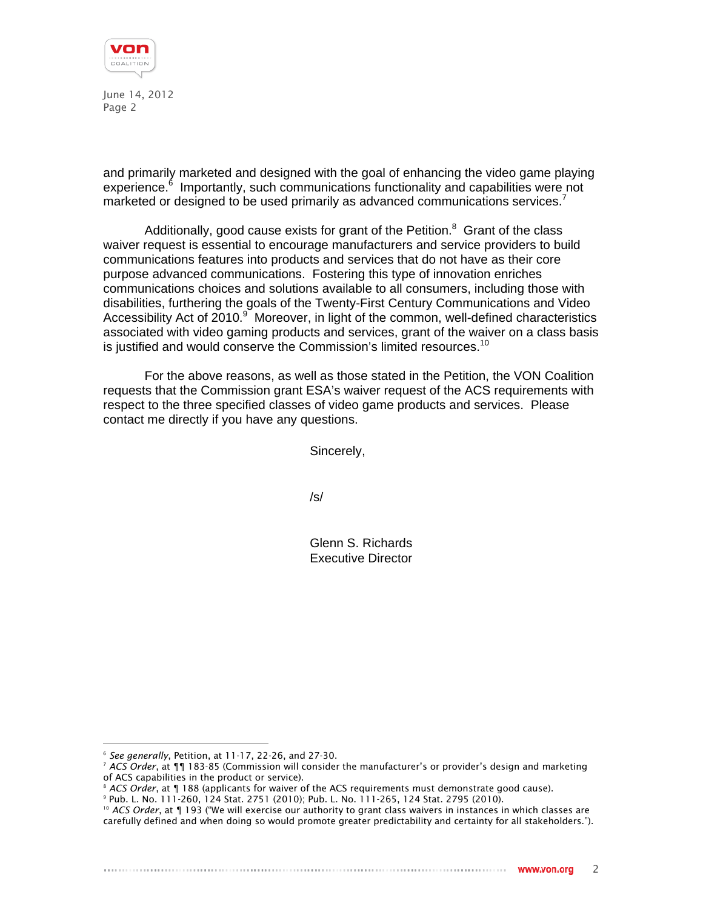and primarily marketed and designed with the goal of enhancing the video game playing experience.[6] Importantly, such communications functionality and capabilities were not marketed or designed to be used primarily as advanced communications services.[7]

Additionally, good cause exists for grant of the Petition.[8] Grant of the class waiver request is essential to encourage manufacturers and service providers to build communications features into products and services that do not have as their core purpose advanced communications. Fostering this type of innovation enriches communications choices and solutions available to all consumers, including those with disabilities, furthering the goals of the Twenty-First Century Communications and Video Accessibility Act of 2010.[9] Moreover, in light of the common, well-defined characteristics associated with video gaming products and services, grant of the waiver on a class basis is justified and would conserve the Commission's limited resources.[10]

For the above reasons, as well as those stated in the Petition, the VON Coalition requests that the Commission grant ESA's waiver request of the ACS requirements with respect to the three specified classes of video game products and services. Please contact me directly if you have any questions.

Sincerely,

/s/

Glenn S. Richards
Executive Director

---

[6] *See generally*, Petition, at 11-17, 22-26, and 27-30.

[7] *ACS Order*, at ¶¶ 183-85 (Commission will consider the manufacturer's or provider's design and marketing of ACS capabilities in the product or service).

[8] *ACS Order*, at ¶ 188 (applicants for waiver of the ACS requirements must demonstrate good cause).

[9] Pub. L. No. 111-260, 124 Stat. 2751 (2010); Pub. L. No. 111-265, 124 Stat. 2795 (2010).

[10] *ACS Order*, at ¶ 193 ("We will exercise our authority to grant class waivers in instances in which classes are carefully defined and when doing so would promote greater predictability and certainty for all stakeholders.").